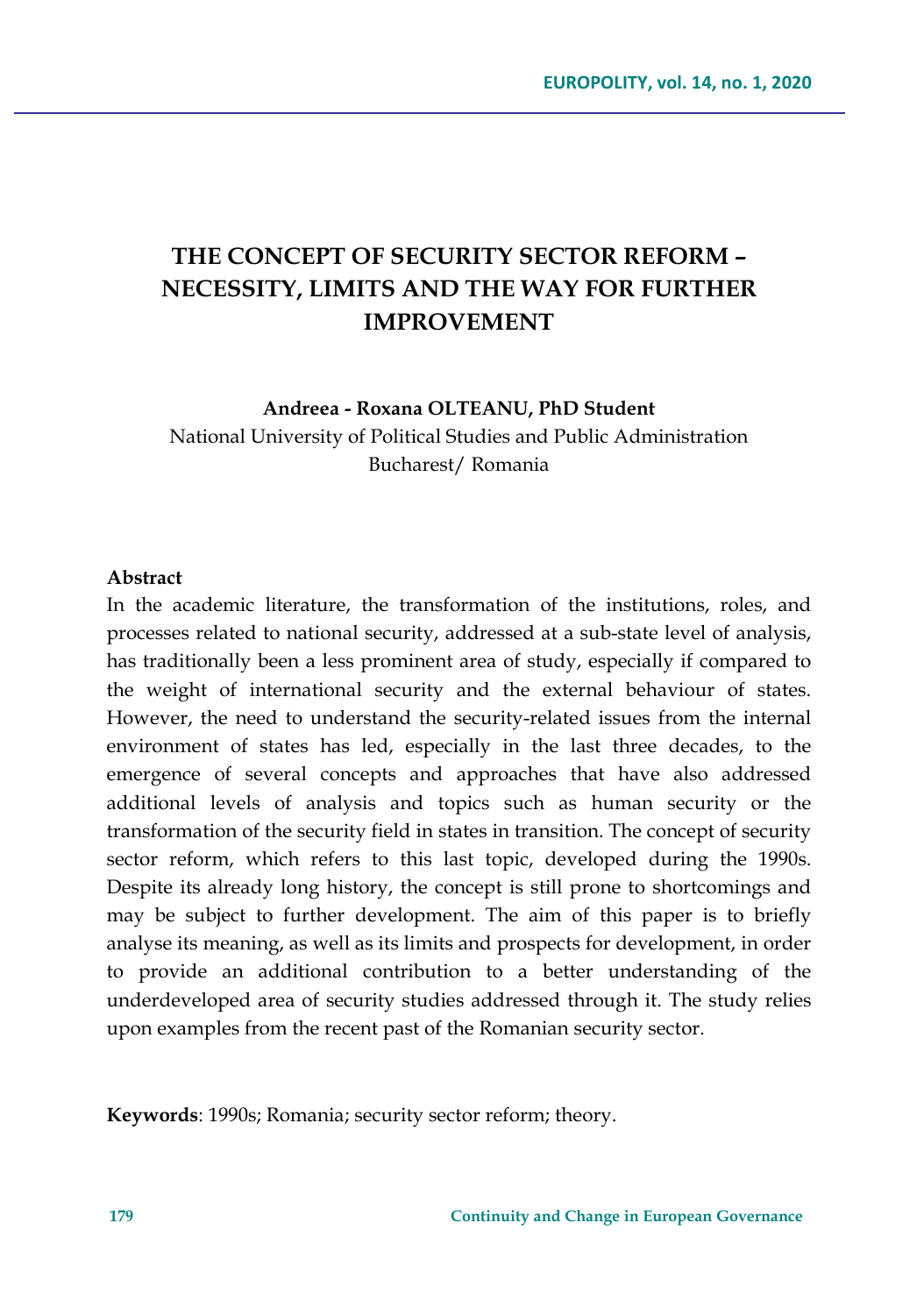# THE CONCEPT OF SECURITY SECTOR REFORM – NECESSITY, LIMITS AND THE WAY FOR FURTHER IMPROVEMENT

**Andreea - Roxana OLTEANU, PhD Student**

National University of Political Studies and Public Administration
Bucharest/ Romania

**Abstract**

In the academic literature, the transformation of the institutions, roles, and processes related to national security, addressed at a sub-state level of analysis, has traditionally been a less prominent area of study, especially if compared to the weight of international security and the external behaviour of states. However, the need to understand the security-related issues from the internal environment of states has led, especially in the last three decades, to the emergence of several concepts and approaches that have also addressed additional levels of analysis and topics such as human security or the transformation of the security field in states in transition. The concept of security sector reform, which refers to this last topic, developed during the 1990s. Despite its already long history, the concept is still prone to shortcomings and may be subject to further development. The aim of this paper is to briefly analyse its meaning, as well as its limits and prospects for development, in order to provide an additional contribution to a better understanding of the underdeveloped area of security studies addressed through it. The study relies upon examples from the recent past of the Romanian security sector.

**Keywords**: 1990s; Romania; security sector reform; theory.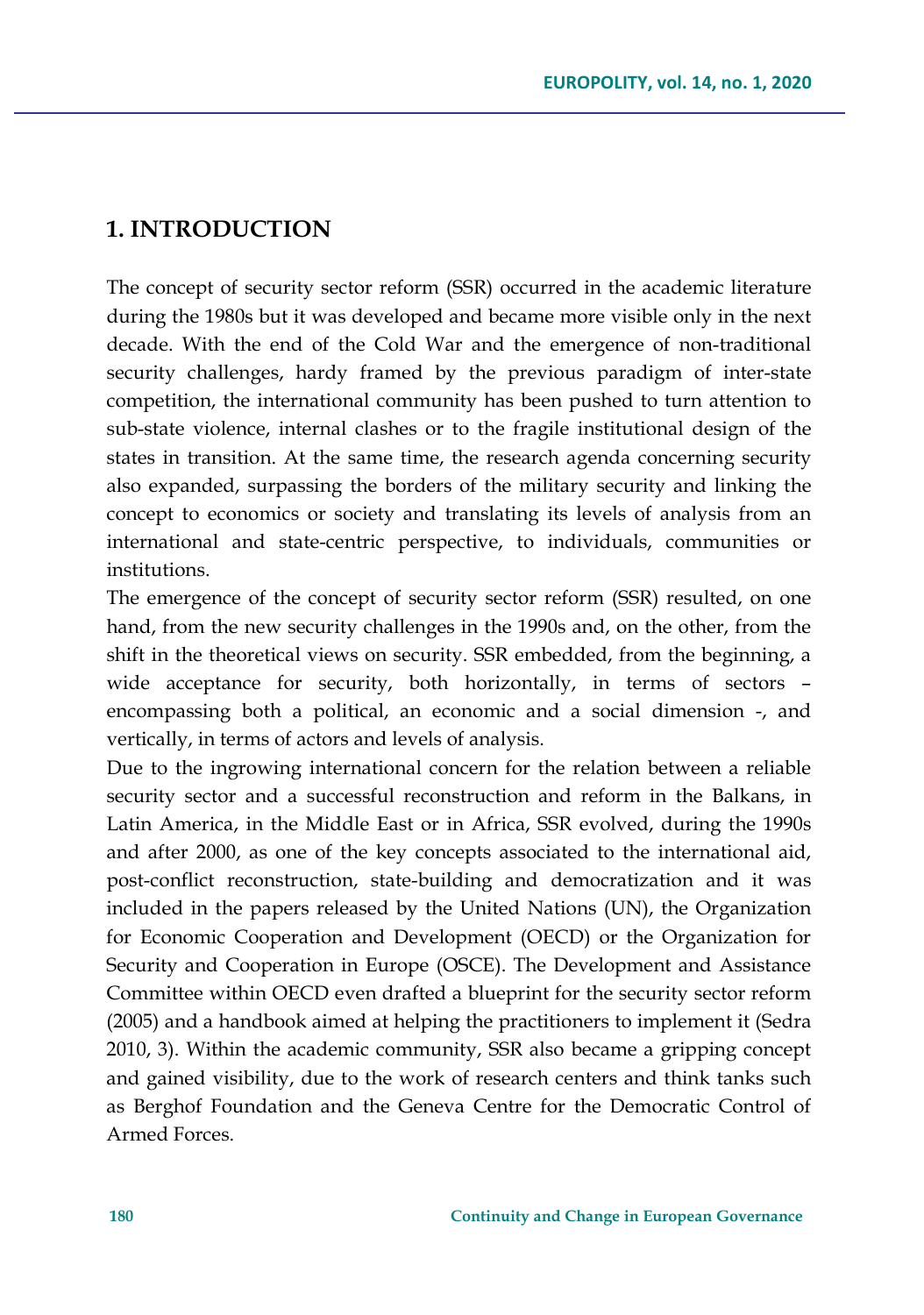## 1. INTRODUCTION

The concept of security sector reform (SSR) occurred in the academic literature during the 1980s but it was developed and became more visible only in the next decade. With the end of the Cold War and the emergence of non-traditional security challenges, hardy framed by the previous paradigm of inter-state competition, the international community has been pushed to turn attention to sub-state violence, internal clashes or to the fragile institutional design of the states in transition. At the same time, the research agenda concerning security also expanded, surpassing the borders of the military security and linking the concept to economics or society and translating its levels of analysis from an international and state-centric perspective, to individuals, communities or institutions.

The emergence of the concept of security sector reform (SSR) resulted, on one hand, from the new security challenges in the 1990s and, on the other, from the shift in the theoretical views on security. SSR embedded, from the beginning, a wide acceptance for security, both horizontally, in terms of sectors – encompassing both a political, an economic and a social dimension -, and vertically, in terms of actors and levels of analysis.

Due to the ingrowing international concern for the relation between a reliable security sector and a successful reconstruction and reform in the Balkans, in Latin America, in the Middle East or in Africa, SSR evolved, during the 1990s and after 2000, as one of the key concepts associated to the international aid, post-conflict reconstruction, state-building and democratization and it was included in the papers released by the United Nations (UN), the Organization for Economic Cooperation and Development (OECD) or the Organization for Security and Cooperation in Europe (OSCE). The Development and Assistance Committee within OECD even drafted a blueprint for the security sector reform (2005) and a handbook aimed at helping the practitioners to implement it (Sedra 2010, 3). Within the academic community, SSR also became a gripping concept and gained visibility, due to the work of research centers and think tanks such as Berghof Foundation and the Geneva Centre for the Democratic Control of Armed Forces.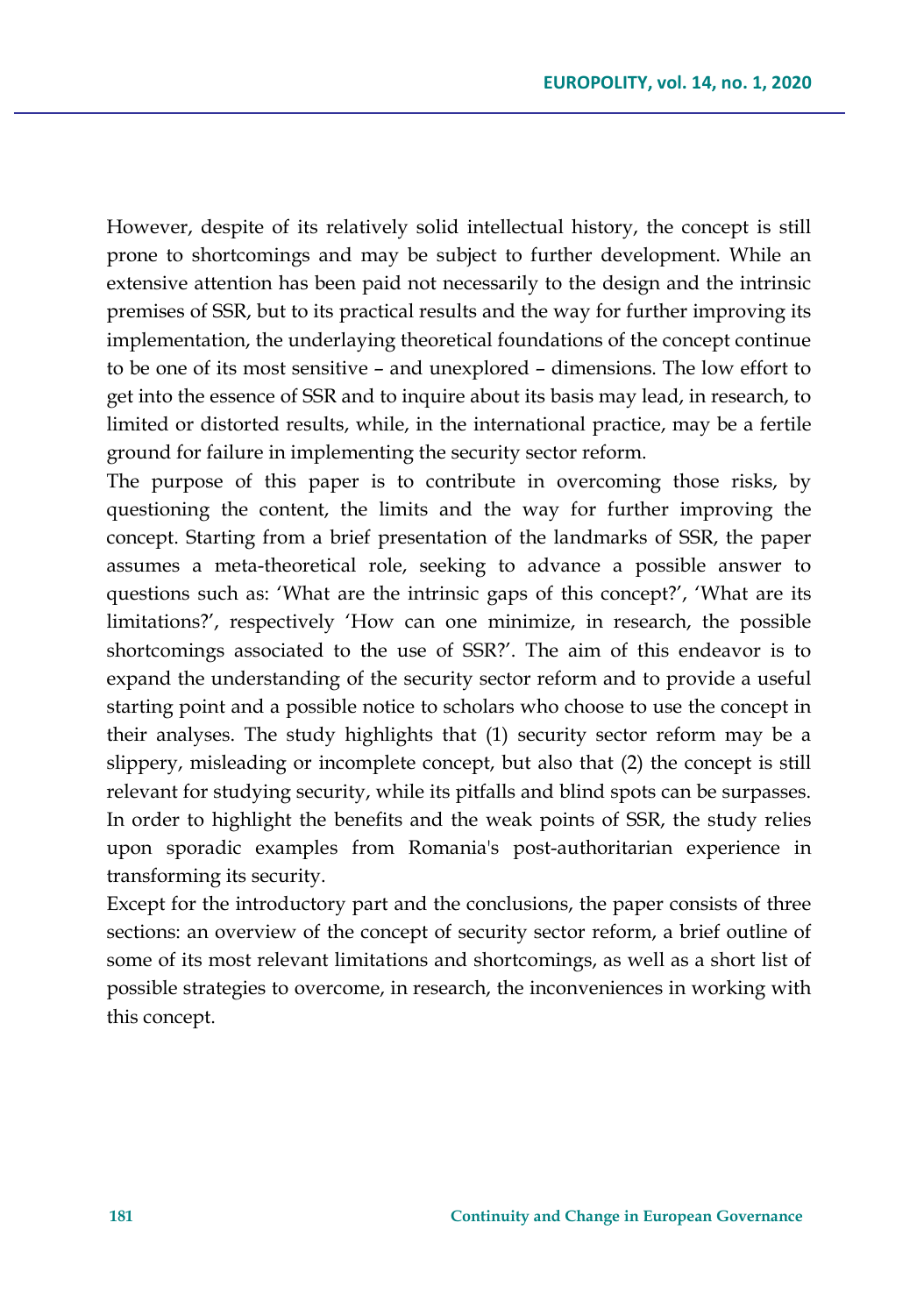However, despite of its relatively solid intellectual history, the concept is still prone to shortcomings and may be subject to further development. While an extensive attention has been paid not necessarily to the design and the intrinsic premises of SSR, but to its practical results and the way for further improving its implementation, the underlaying theoretical foundations of the concept continue to be one of its most sensitive – and unexplored – dimensions. The low effort to get into the essence of SSR and to inquire about its basis may lead, in research, to limited or distorted results, while, in the international practice, may be a fertile ground for failure in implementing the security sector reform.

The purpose of this paper is to contribute in overcoming those risks, by questioning the content, the limits and the way for further improving the concept. Starting from a brief presentation of the landmarks of SSR, the paper assumes a meta-theoretical role, seeking to advance a possible answer to questions such as: 'What are the intrinsic gaps of this concept?', 'What are its limitations?', respectively 'How can one minimize, in research, the possible shortcomings associated to the use of SSR?'. The aim of this endeavor is to expand the understanding of the security sector reform and to provide a useful starting point and a possible notice to scholars who choose to use the concept in their analyses. The study highlights that (1) security sector reform may be a slippery, misleading or incomplete concept, but also that (2) the concept is still relevant for studying security, while its pitfalls and blind spots can be surpasses. In order to highlight the benefits and the weak points of SSR, the study relies upon sporadic examples from Romania's post-authoritarian experience in transforming its security.

Except for the introductory part and the conclusions, the paper consists of three sections: an overview of the concept of security sector reform, a brief outline of some of its most relevant limitations and shortcomings, as well as a short list of possible strategies to overcome, in research, the inconveniences in working with this concept.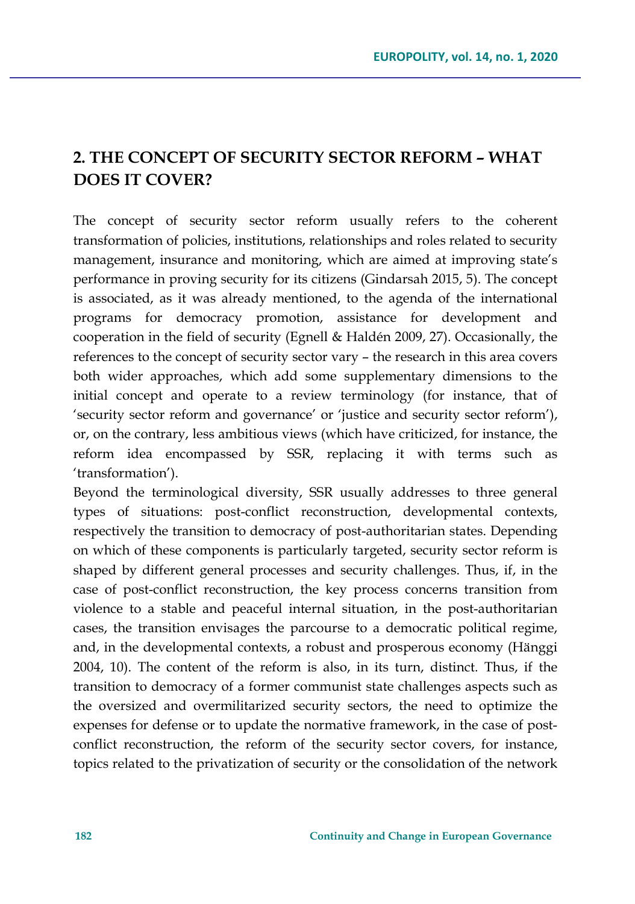## 2. THE CONCEPT OF SECURITY SECTOR REFORM – WHAT DOES IT COVER?

The concept of security sector reform usually refers to the coherent transformation of policies, institutions, relationships and roles related to security management, insurance and monitoring, which are aimed at improving state's performance in proving security for its citizens (Gindarsah 2015, 5). The concept is associated, as it was already mentioned, to the agenda of the international programs for democracy promotion, assistance for development and cooperation in the field of security (Egnell & Haldén 2009, 27). Occasionally, the references to the concept of security sector vary – the research in this area covers both wider approaches, which add some supplementary dimensions to the initial concept and operate to a review terminology (for instance, that of 'security sector reform and governance' or 'justice and security sector reform'), or, on the contrary, less ambitious views (which have criticized, for instance, the reform idea encompassed by SSR, replacing it with terms such as 'transformation').

Beyond the terminological diversity, SSR usually addresses to three general types of situations: post-conflict reconstruction, developmental contexts, respectively the transition to democracy of post-authoritarian states. Depending on which of these components is particularly targeted, security sector reform is shaped by different general processes and security challenges. Thus, if, in the case of post-conflict reconstruction, the key process concerns transition from violence to a stable and peaceful internal situation, in the post-authoritarian cases, the transition envisages the parcourse to a democratic political regime, and, in the developmental contexts, a robust and prosperous economy (Hänggi 2004, 10). The content of the reform is also, in its turn, distinct. Thus, if the transition to democracy of a former communist state challenges aspects such as the oversized and overmilitarized security sectors, the need to optimize the expenses for defense or to update the normative framework, in the case of post-conflict reconstruction, the reform of the security sector covers, for instance, topics related to the privatization of security or the consolidation of the network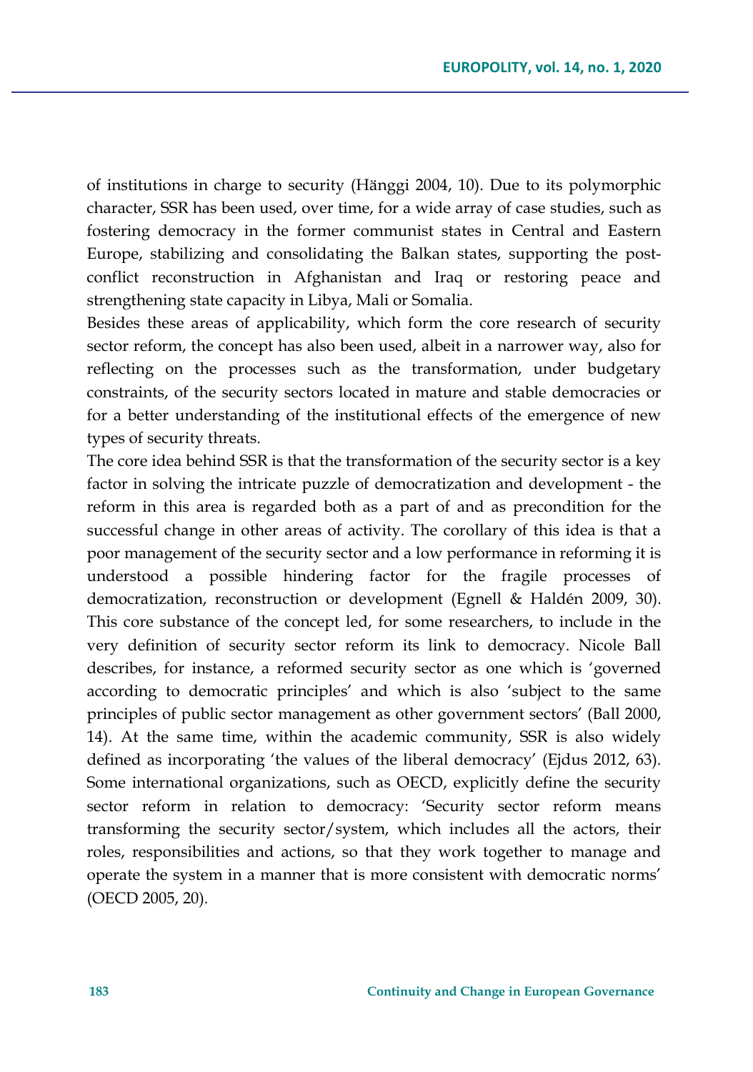of institutions in charge to security (Hänggi 2004, 10). Due to its polymorphic character, SSR has been used, over time, for a wide array of case studies, such as fostering democracy in the former communist states in Central and Eastern Europe, stabilizing and consolidating the Balkan states, supporting the post-conflict reconstruction in Afghanistan and Iraq or restoring peace and strengthening state capacity in Libya, Mali or Somalia.

Besides these areas of applicability, which form the core research of security sector reform, the concept has also been used, albeit in a narrower way, also for reflecting on the processes such as the transformation, under budgetary constraints, of the security sectors located in mature and stable democracies or for a better understanding of the institutional effects of the emergence of new types of security threats.

The core idea behind SSR is that the transformation of the security sector is a key factor in solving the intricate puzzle of democratization and development - the reform in this area is regarded both as a part of and as precondition for the successful change in other areas of activity. The corollary of this idea is that a poor management of the security sector and a low performance in reforming it is understood a possible hindering factor for the fragile processes of democratization, reconstruction or development (Egnell & Haldén 2009, 30). This core substance of the concept led, for some researchers, to include in the very definition of security sector reform its link to democracy. Nicole Ball describes, for instance, a reformed security sector as one which is 'governed according to democratic principles' and which is also 'subject to the same principles of public sector management as other government sectors' (Ball 2000, 14). At the same time, within the academic community, SSR is also widely defined as incorporating 'the values of the liberal democracy' (Ejdus 2012, 63). Some international organizations, such as OECD, explicitly define the security sector reform in relation to democracy: 'Security sector reform means transforming the security sector/system, which includes all the actors, their roles, responsibilities and actions, so that they work together to manage and operate the system in a manner that is more consistent with democratic norms' (OECD 2005, 20).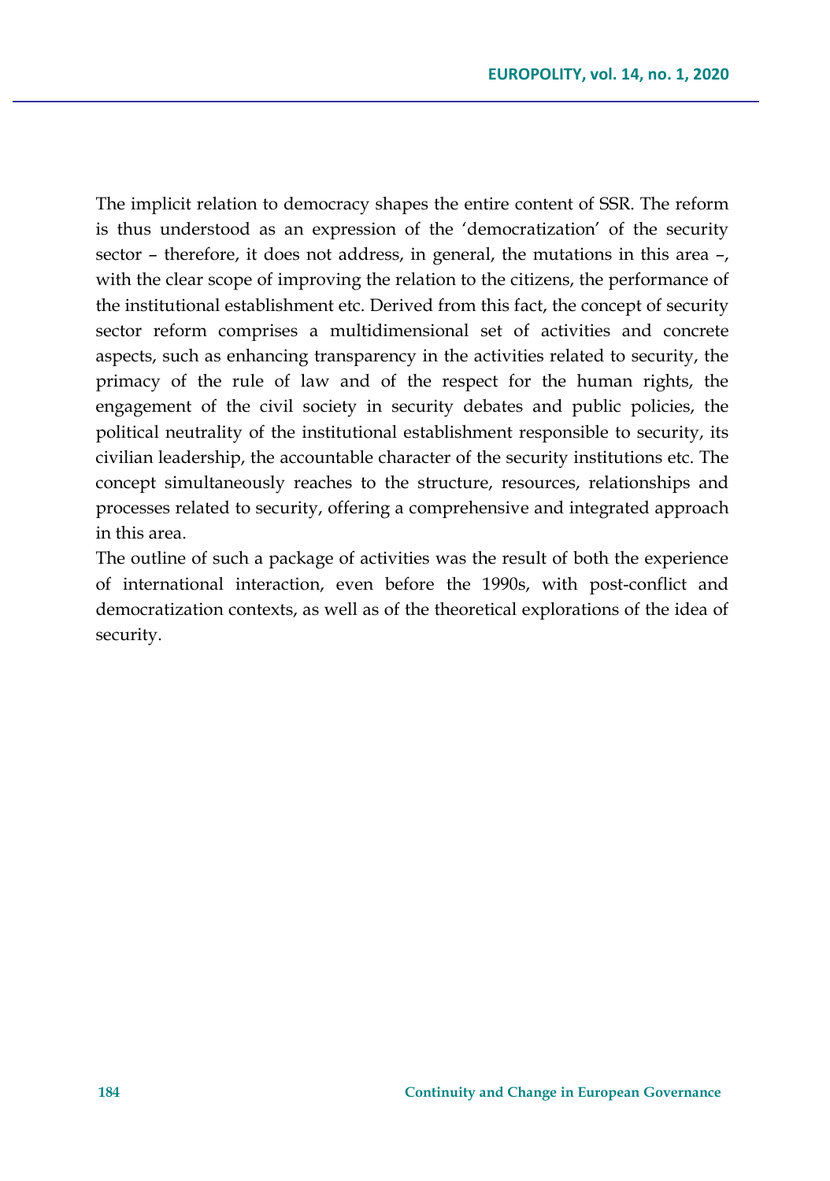The implicit relation to democracy shapes the entire content of SSR. The reform is thus understood as an expression of the 'democratization' of the security sector – therefore, it does not address, in general, the mutations in this area –, with the clear scope of improving the relation to the citizens, the performance of the institutional establishment etc. Derived from this fact, the concept of security sector reform comprises a multidimensional set of activities and concrete aspects, such as enhancing transparency in the activities related to security, the primacy of the rule of law and of the respect for the human rights, the engagement of the civil society in security debates and public policies, the political neutrality of the institutional establishment responsible to security, its civilian leadership, the accountable character of the security institutions etc. The concept simultaneously reaches to the structure, resources, relationships and processes related to security, offering a comprehensive and integrated approach in this area.

The outline of such a package of activities was the result of both the experience of international interaction, even before the 1990s, with post-conflict and democratization contexts, as well as of the theoretical explorations of the idea of security.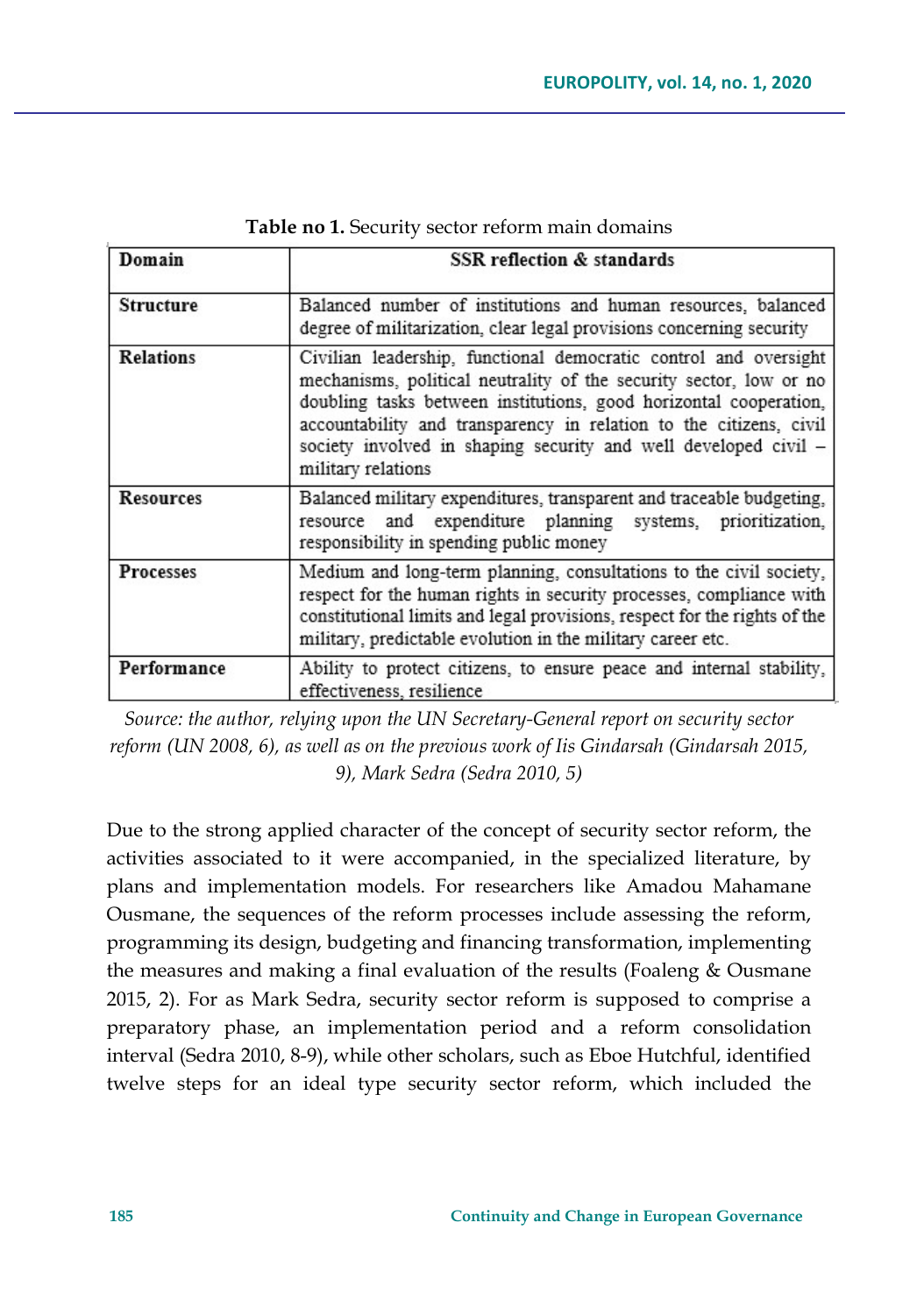**Table no 1.** Security sector reform main domains

| Domain | SSR reflection & standards |
|---|---|
| **Structure** | Balanced number of institutions and human resources, balanced degree of militarization, clear legal provisions concerning security |
| **Relations** | Civilian leadership, functional democratic control and oversight mechanisms, political neutrality of the security sector, low or no doubling tasks between institutions, good horizontal cooperation, accountability and transparency in relation to the citizens, civil society involved in shaping security and well developed civil – military relations |
| **Resources** | Balanced military expenditures, transparent and traceable budgeting, resource and expenditure planning systems, prioritization, responsibility in spending public money |
| **Processes** | Medium and long-term planning, consultations to the civil society, respect for the human rights in security processes, compliance with constitutional limits and legal provisions, respect for the rights of the military, predictable evolution in the military career etc. |
| **Performance** | Ability to protect citizens, to ensure peace and internal stability, effectiveness, resilience |

*Source: the author, relying upon the UN Secretary-General report on security sector reform (UN 2008, 6), as well as on the previous work of Iis Gindarsah (Gindarsah 2015, 9), Mark Sedra (Sedra 2010, 5)*

Due to the strong applied character of the concept of security sector reform, the activities associated to it were accompanied, in the specialized literature, by plans and implementation models. For researchers like Amadou Mahamane Ousmane, the sequences of the reform processes include assessing the reform, programming its design, budgeting and financing transformation, implementing the measures and making a final evaluation of the results (Foaleng & Ousmane 2015, 2). For as Mark Sedra, security sector reform is supposed to comprise a preparatory phase, an implementation period and a reform consolidation interval (Sedra 2010, 8-9), while other scholars, such as Eboe Hutchful, identified twelve steps for an ideal type security sector reform, which included the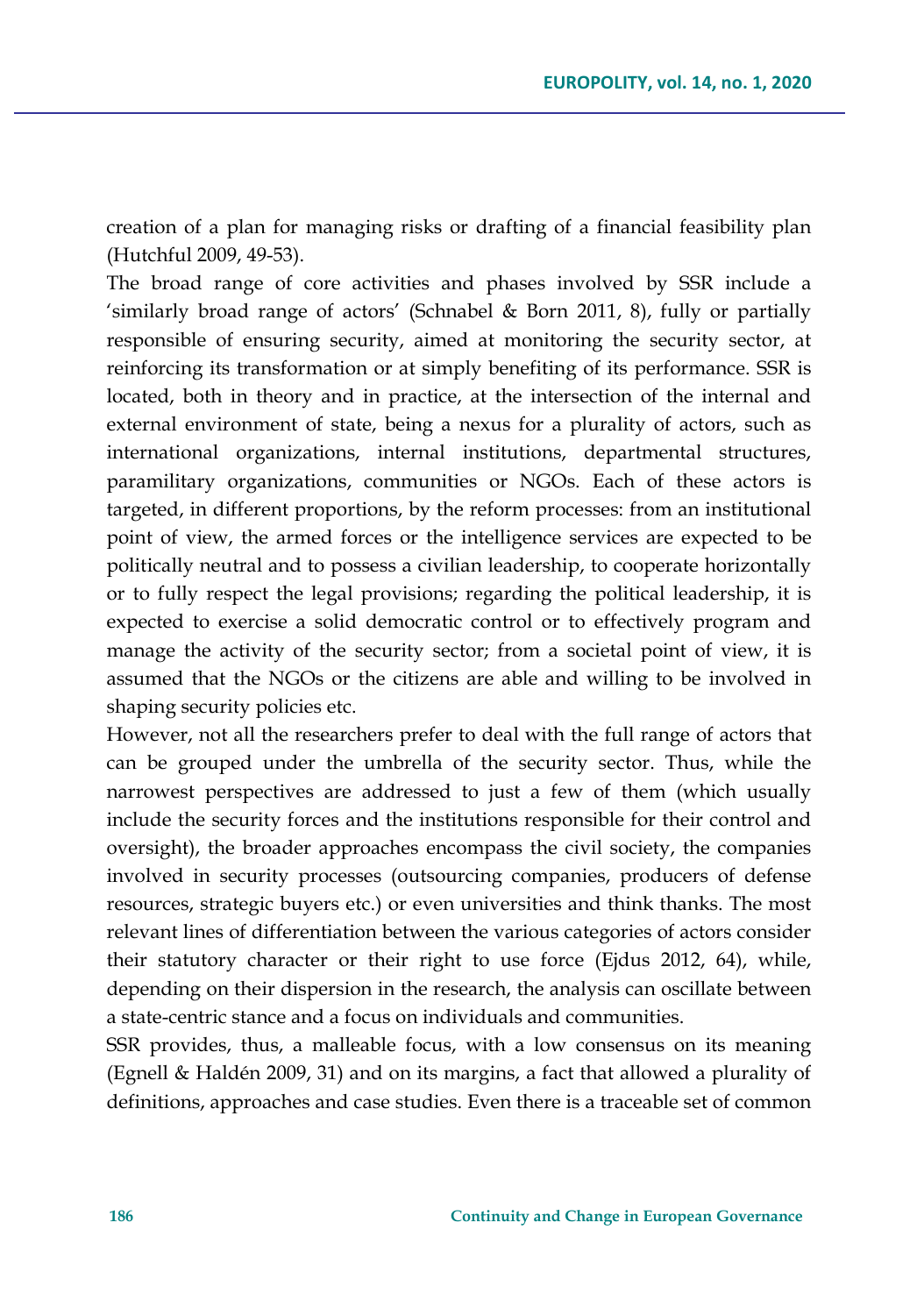creation of a plan for managing risks or drafting of a financial feasibility plan (Hutchful 2009, 49-53).

The broad range of core activities and phases involved by SSR include a 'similarly broad range of actors' (Schnabel & Born 2011, 8), fully or partially responsible of ensuring security, aimed at monitoring the security sector, at reinforcing its transformation or at simply benefiting of its performance. SSR is located, both in theory and in practice, at the intersection of the internal and external environment of state, being a nexus for a plurality of actors, such as international organizations, internal institutions, departmental structures, paramilitary organizations, communities or NGOs. Each of these actors is targeted, in different proportions, by the reform processes: from an institutional point of view, the armed forces or the intelligence services are expected to be politically neutral and to possess a civilian leadership, to cooperate horizontally or to fully respect the legal provisions; regarding the political leadership, it is expected to exercise a solid democratic control or to effectively program and manage the activity of the security sector; from a societal point of view, it is assumed that the NGOs or the citizens are able and willing to be involved in shaping security policies etc.

However, not all the researchers prefer to deal with the full range of actors that can be grouped under the umbrella of the security sector. Thus, while the narrowest perspectives are addressed to just a few of them (which usually include the security forces and the institutions responsible for their control and oversight), the broader approaches encompass the civil society, the companies involved in security processes (outsourcing companies, producers of defense resources, strategic buyers etc.) or even universities and think thanks. The most relevant lines of differentiation between the various categories of actors consider their statutory character or their right to use force (Ejdus 2012, 64), while, depending on their dispersion in the research, the analysis can oscillate between a state-centric stance and a focus on individuals and communities.

SSR provides, thus, a malleable focus, with a low consensus on its meaning (Egnell & Haldén 2009, 31) and on its margins, a fact that allowed a plurality of definitions, approaches and case studies. Even there is a traceable set of common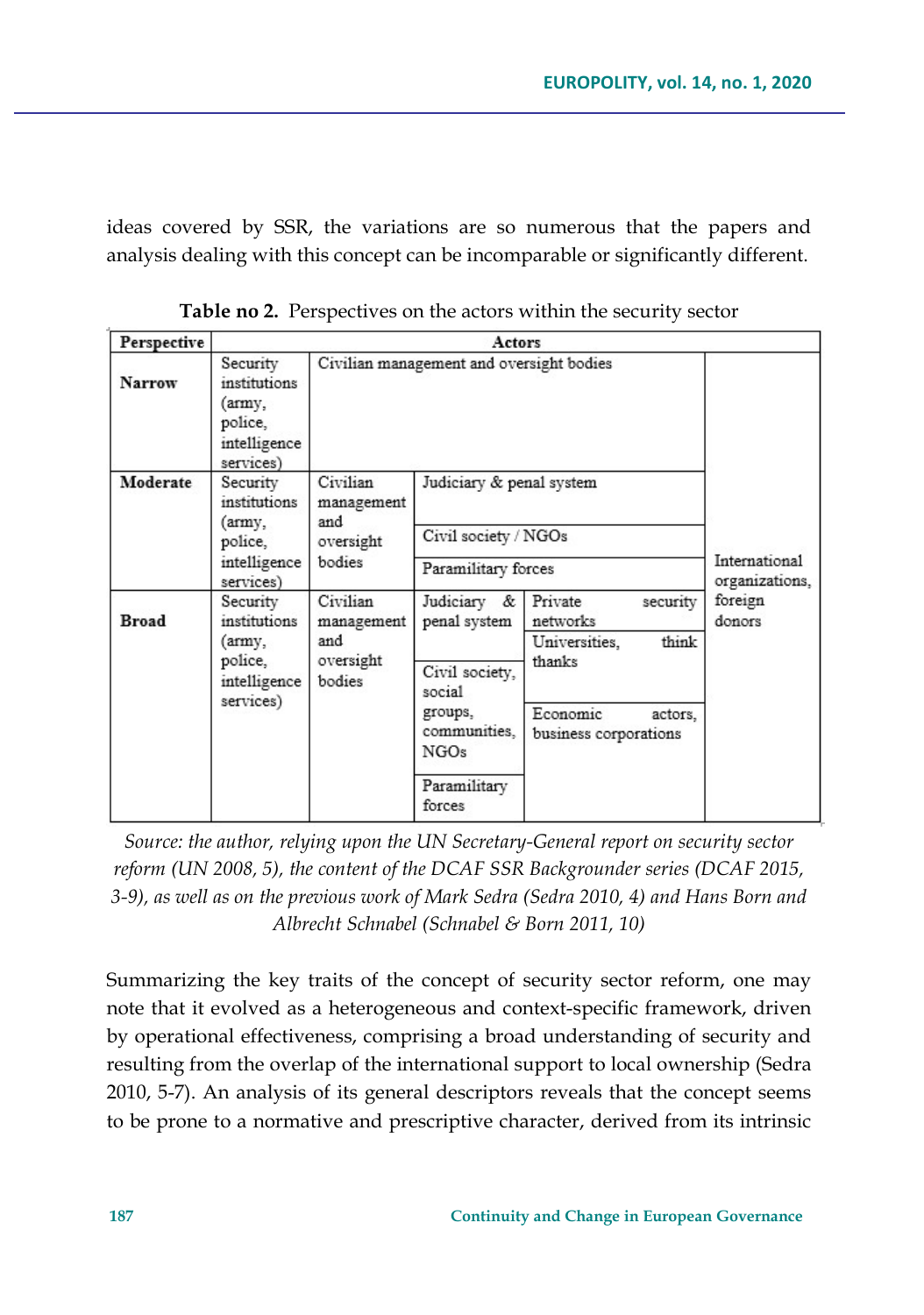ideas covered by SSR, the variations are so numerous that the papers and analysis dealing with this concept can be incomparable or significantly different.

**Table no 2.** Perspectives on the actors within the security sector

| Perspective | Actors | | | | |
|---|---|---|---|---|---|
| **Narrow** | Security institutions (army, police, intelligence services) | Civilian management and oversight bodies | | | International organizations, foreign donors |
| **Moderate** | Security institutions (army, police, intelligence services) | Civilian management and oversight bodies | Judiciary & penal system; Civil society / NGOs; Paramilitary forces | | International organizations, foreign donors |
| **Broad** | Security institutions (army, police, intelligence services) | Civilian management and oversight bodies | Judiciary & penal system; Civil society, social groups, communities, NGOs; Paramilitary forces | Private security networks; Universities, think thanks; Economic actors, business corporations | International organizations, foreign donors |

*Source: the author, relying upon the UN Secretary-General report on security sector reform (UN 2008, 5), the content of the DCAF SSR Backgrounder series (DCAF 2015, 3-9), as well as on the previous work of Mark Sedra (Sedra 2010, 4) and Hans Born and Albrecht Schnabel (Schnabel & Born 2011, 10)*

Summarizing the key traits of the concept of security sector reform, one may note that it evolved as a heterogeneous and context-specific framework, driven by operational effectiveness, comprising a broad understanding of security and resulting from the overlap of the international support to local ownership (Sedra 2010, 5-7). An analysis of its general descriptors reveals that the concept seems to be prone to a normative and prescriptive character, derived from its intrinsic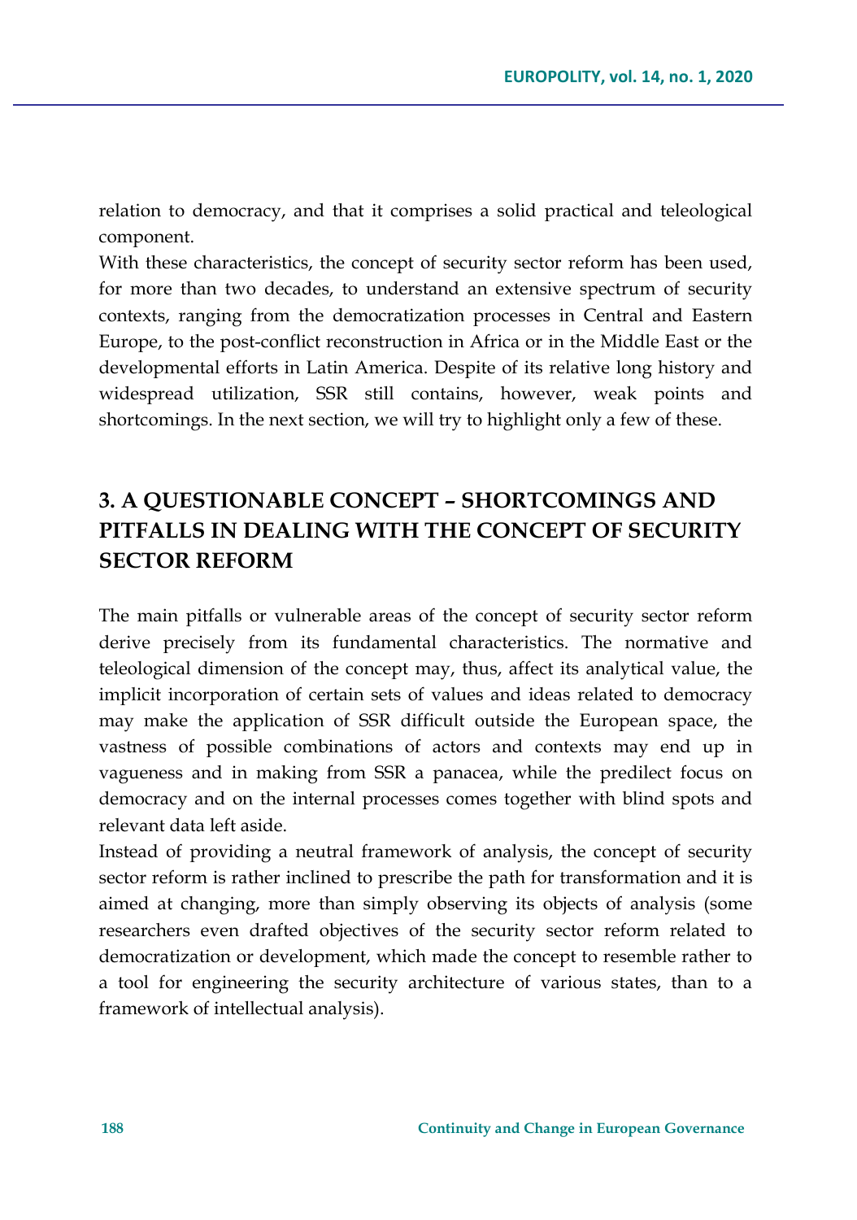relation to democracy, and that it comprises a solid practical and teleological component.

With these characteristics, the concept of security sector reform has been used, for more than two decades, to understand an extensive spectrum of security contexts, ranging from the democratization processes in Central and Eastern Europe, to the post-conflict reconstruction in Africa or in the Middle East or the developmental efforts in Latin America. Despite of its relative long history and widespread utilization, SSR still contains, however, weak points and shortcomings. In the next section, we will try to highlight only a few of these.

## 3. A QUESTIONABLE CONCEPT – SHORTCOMINGS AND PITFALLS IN DEALING WITH THE CONCEPT OF SECURITY SECTOR REFORM

The main pitfalls or vulnerable areas of the concept of security sector reform derive precisely from its fundamental characteristics. The normative and teleological dimension of the concept may, thus, affect its analytical value, the implicit incorporation of certain sets of values and ideas related to democracy may make the application of SSR difficult outside the European space, the vastness of possible combinations of actors and contexts may end up in vagueness and in making from SSR a panacea, while the predilect focus on democracy and on the internal processes comes together with blind spots and relevant data left aside.

Instead of providing a neutral framework of analysis, the concept of security sector reform is rather inclined to prescribe the path for transformation and it is aimed at changing, more than simply observing its objects of analysis (some researchers even drafted objectives of the security sector reform related to democratization or development, which made the concept to resemble rather to a tool for engineering the security architecture of various states, than to a framework of intellectual analysis).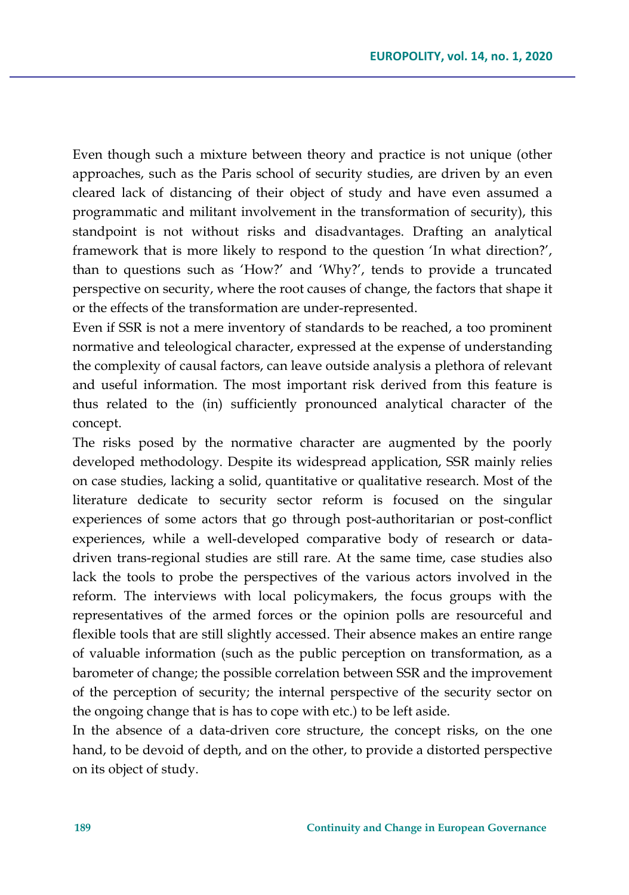Even though such a mixture between theory and practice is not unique (other approaches, such as the Paris school of security studies, are driven by an even cleared lack of distancing of their object of study and have even assumed a programmatic and militant involvement in the transformation of security), this standpoint is not without risks and disadvantages. Drafting an analytical framework that is more likely to respond to the question 'In what direction?', than to questions such as 'How?' and 'Why?', tends to provide a truncated perspective on security, where the root causes of change, the factors that shape it or the effects of the transformation are under-represented.

Even if SSR is not a mere inventory of standards to be reached, a too prominent normative and teleological character, expressed at the expense of understanding the complexity of causal factors, can leave outside analysis a plethora of relevant and useful information. The most important risk derived from this feature is thus related to the (in) sufficiently pronounced analytical character of the concept.

The risks posed by the normative character are augmented by the poorly developed methodology. Despite its widespread application, SSR mainly relies on case studies, lacking a solid, quantitative or qualitative research. Most of the literature dedicate to security sector reform is focused on the singular experiences of some actors that go through post-authoritarian or post-conflict experiences, while a well-developed comparative body of research or data-driven trans-regional studies are still rare. At the same time, case studies also lack the tools to probe the perspectives of the various actors involved in the reform. The interviews with local policymakers, the focus groups with the representatives of the armed forces or the opinion polls are resourceful and flexible tools that are still slightly accessed. Their absence makes an entire range of valuable information (such as the public perception on transformation, as a barometer of change; the possible correlation between SSR and the improvement of the perception of security; the internal perspective of the security sector on the ongoing change that is has to cope with etc.) to be left aside.

In the absence of a data-driven core structure, the concept risks, on the one hand, to be devoid of depth, and on the other, to provide a distorted perspective on its object of study.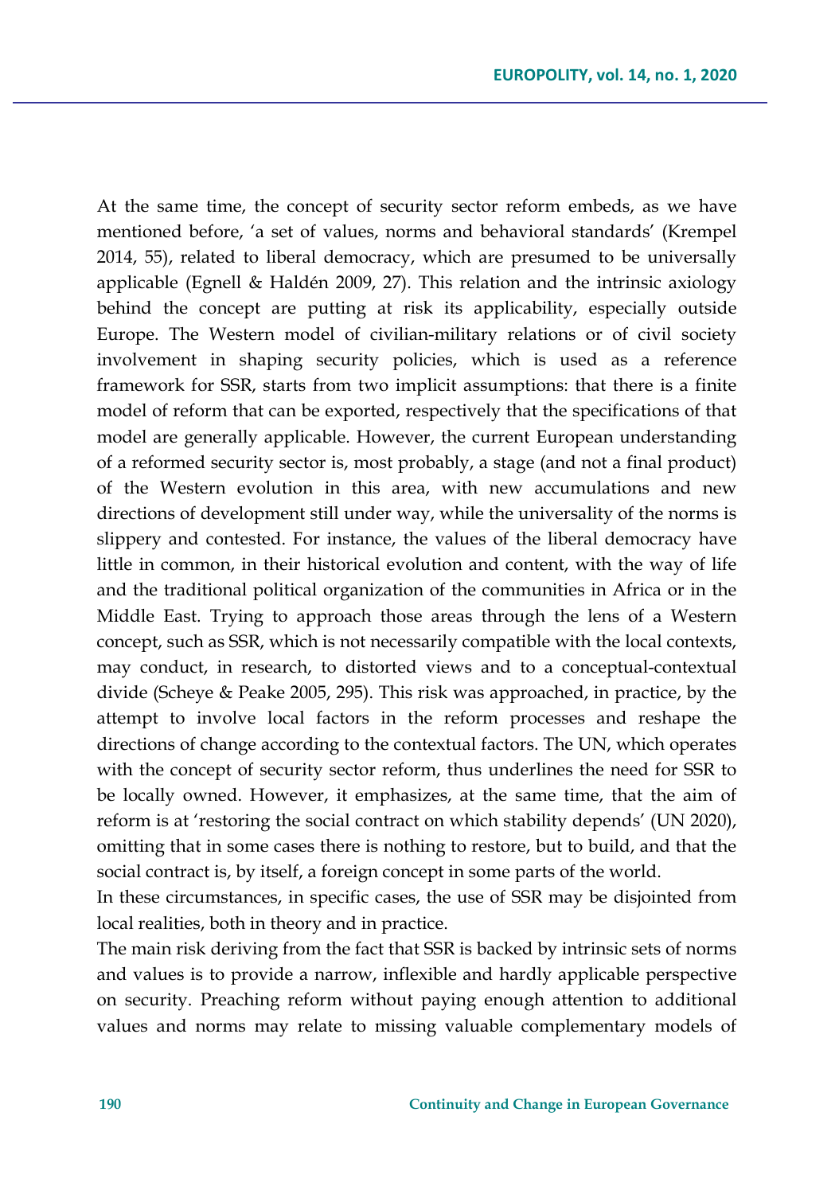At the same time, the concept of security sector reform embeds, as we have mentioned before, 'a set of values, norms and behavioral standards' (Krempel 2014, 55), related to liberal democracy, which are presumed to be universally applicable (Egnell & Haldén 2009, 27). This relation and the intrinsic axiology behind the concept are putting at risk its applicability, especially outside Europe. The Western model of civilian-military relations or of civil society involvement in shaping security policies, which is used as a reference framework for SSR, starts from two implicit assumptions: that there is a finite model of reform that can be exported, respectively that the specifications of that model are generally applicable. However, the current European understanding of a reformed security sector is, most probably, a stage (and not a final product) of the Western evolution in this area, with new accumulations and new directions of development still under way, while the universality of the norms is slippery and contested. For instance, the values of the liberal democracy have little in common, in their historical evolution and content, with the way of life and the traditional political organization of the communities in Africa or in the Middle East. Trying to approach those areas through the lens of a Western concept, such as SSR, which is not necessarily compatible with the local contexts, may conduct, in research, to distorted views and to a conceptual-contextual divide (Scheye & Peake 2005, 295). This risk was approached, in practice, by the attempt to involve local factors in the reform processes and reshape the directions of change according to the contextual factors. The UN, which operates with the concept of security sector reform, thus underlines the need for SSR to be locally owned. However, it emphasizes, at the same time, that the aim of reform is at 'restoring the social contract on which stability depends' (UN 2020), omitting that in some cases there is nothing to restore, but to build, and that the social contract is, by itself, a foreign concept in some parts of the world.

In these circumstances, in specific cases, the use of SSR may be disjointed from local realities, both in theory and in practice.

The main risk deriving from the fact that SSR is backed by intrinsic sets of norms and values is to provide a narrow, inflexible and hardly applicable perspective on security. Preaching reform without paying enough attention to additional values and norms may relate to missing valuable complementary models of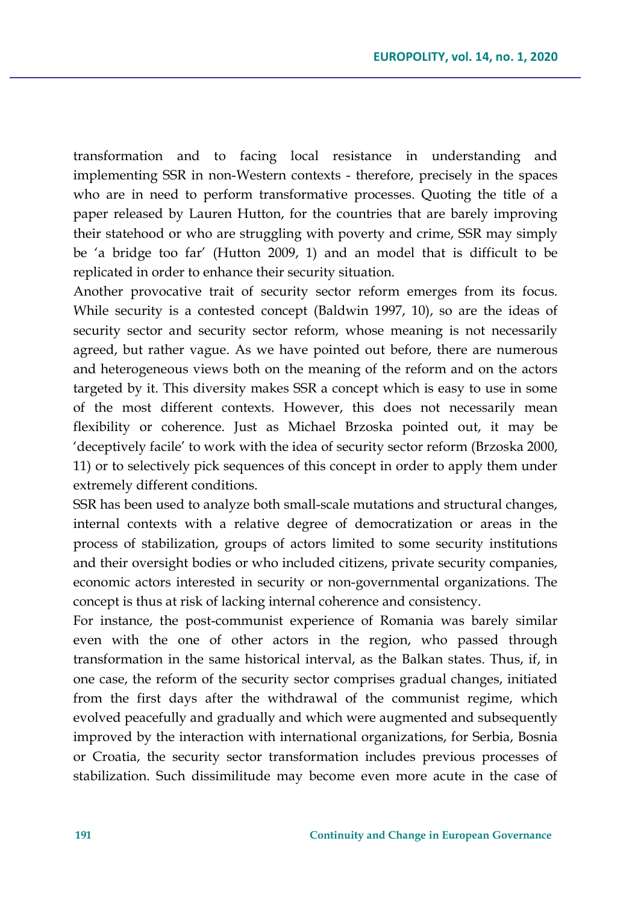transformation and to facing local resistance in understanding and implementing SSR in non-Western contexts - therefore, precisely in the spaces who are in need to perform transformative processes. Quoting the title of a paper released by Lauren Hutton, for the countries that are barely improving their statehood or who are struggling with poverty and crime, SSR may simply be 'a bridge too far' (Hutton 2009, 1) and an model that is difficult to be replicated in order to enhance their security situation.

Another provocative trait of security sector reform emerges from its focus. While security is a contested concept (Baldwin 1997, 10), so are the ideas of security sector and security sector reform, whose meaning is not necessarily agreed, but rather vague. As we have pointed out before, there are numerous and heterogeneous views both on the meaning of the reform and on the actors targeted by it. This diversity makes SSR a concept which is easy to use in some of the most different contexts. However, this does not necessarily mean flexibility or coherence. Just as Michael Brzoska pointed out, it may be 'deceptively facile' to work with the idea of security sector reform (Brzoska 2000, 11) or to selectively pick sequences of this concept in order to apply them under extremely different conditions.

SSR has been used to analyze both small-scale mutations and structural changes, internal contexts with a relative degree of democratization or areas in the process of stabilization, groups of actors limited to some security institutions and their oversight bodies or who included citizens, private security companies, economic actors interested in security or non-governmental organizations. The concept is thus at risk of lacking internal coherence and consistency.

For instance, the post-communist experience of Romania was barely similar even with the one of other actors in the region, who passed through transformation in the same historical interval, as the Balkan states. Thus, if, in one case, the reform of the security sector comprises gradual changes, initiated from the first days after the withdrawal of the communist regime, which evolved peacefully and gradually and which were augmented and subsequently improved by the interaction with international organizations, for Serbia, Bosnia or Croatia, the security sector transformation includes previous processes of stabilization. Such dissimilitude may become even more acute in the case of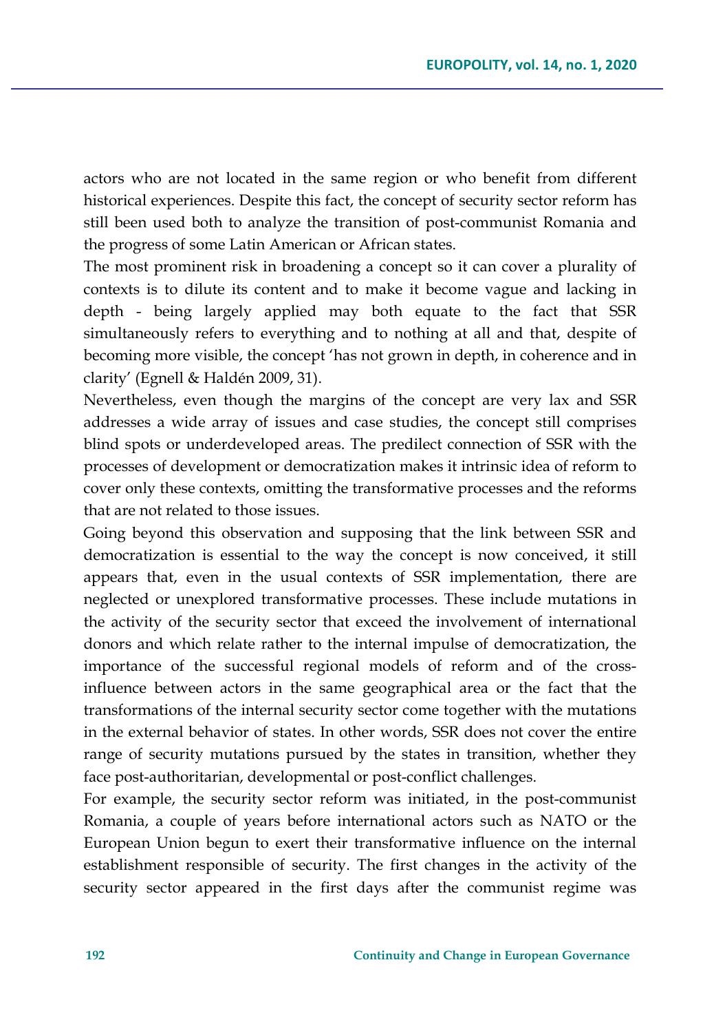actors who are not located in the same region or who benefit from different historical experiences. Despite this fact, the concept of security sector reform has still been used both to analyze the transition of post-communist Romania and the progress of some Latin American or African states.

The most prominent risk in broadening a concept so it can cover a plurality of contexts is to dilute its content and to make it become vague and lacking in depth - being largely applied may both equate to the fact that SSR simultaneously refers to everything and to nothing at all and that, despite of becoming more visible, the concept 'has not grown in depth, in coherence and in clarity' (Egnell & Haldén 2009, 31).

Nevertheless, even though the margins of the concept are very lax and SSR addresses a wide array of issues and case studies, the concept still comprises blind spots or underdeveloped areas. The predilect connection of SSR with the processes of development or democratization makes it intrinsic idea of reform to cover only these contexts, omitting the transformative processes and the reforms that are not related to those issues.

Going beyond this observation and supposing that the link between SSR and democratization is essential to the way the concept is now conceived, it still appears that, even in the usual contexts of SSR implementation, there are neglected or unexplored transformative processes. These include mutations in the activity of the security sector that exceed the involvement of international donors and which relate rather to the internal impulse of democratization, the importance of the successful regional models of reform and of the cross-influence between actors in the same geographical area or the fact that the transformations of the internal security sector come together with the mutations in the external behavior of states. In other words, SSR does not cover the entire range of security mutations pursued by the states in transition, whether they face post-authoritarian, developmental or post-conflict challenges.

For example, the security sector reform was initiated, in the post-communist Romania, a couple of years before international actors such as NATO or the European Union begun to exert their transformative influence on the internal establishment responsible of security. The first changes in the activity of the security sector appeared in the first days after the communist regime was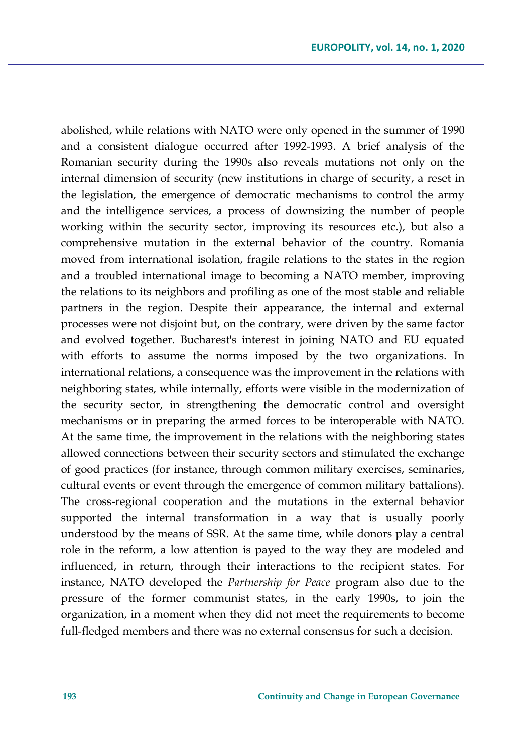abolished, while relations with NATO were only opened in the summer of 1990 and a consistent dialogue occurred after 1992-1993. A brief analysis of the Romanian security during the 1990s also reveals mutations not only on the internal dimension of security (new institutions in charge of security, a reset in the legislation, the emergence of democratic mechanisms to control the army and the intelligence services, a process of downsizing the number of people working within the security sector, improving its resources etc.), but also a comprehensive mutation in the external behavior of the country. Romania moved from international isolation, fragile relations to the states in the region and a troubled international image to becoming a NATO member, improving the relations to its neighbors and profiling as one of the most stable and reliable partners in the region. Despite their appearance, the internal and external processes were not disjoint but, on the contrary, were driven by the same factor and evolved together. Bucharest's interest in joining NATO and EU equated with efforts to assume the norms imposed by the two organizations. In international relations, a consequence was the improvement in the relations with neighboring states, while internally, efforts were visible in the modernization of the security sector, in strengthening the democratic control and oversight mechanisms or in preparing the armed forces to be interoperable with NATO. At the same time, the improvement in the relations with the neighboring states allowed connections between their security sectors and stimulated the exchange of good practices (for instance, through common military exercises, seminaries, cultural events or event through the emergence of common military battalions). The cross-regional cooperation and the mutations in the external behavior supported the internal transformation in a way that is usually poorly understood by the means of SSR. At the same time, while donors play a central role in the reform, a low attention is payed to the way they are modeled and influenced, in return, through their interactions to the recipient states. For instance, NATO developed the *Partnership for Peace* program also due to the pressure of the former communist states, in the early 1990s, to join the organization, in a moment when they did not meet the requirements to become full-fledged members and there was no external consensus for such a decision.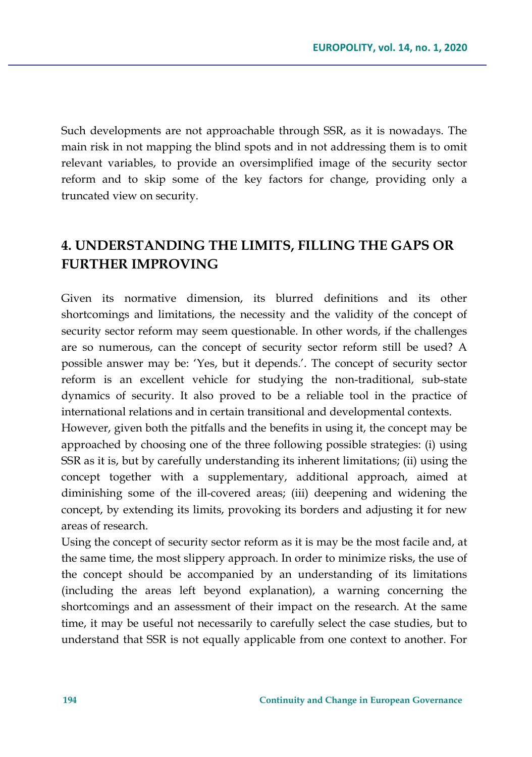Such developments are not approachable through SSR, as it is nowadays. The main risk in not mapping the blind spots and in not addressing them is to omit relevant variables, to provide an oversimplified image of the security sector reform and to skip some of the key factors for change, providing only a truncated view on security.

## 4. UNDERSTANDING THE LIMITS, FILLING THE GAPS OR FURTHER IMPROVING

Given its normative dimension, its blurred definitions and its other shortcomings and limitations, the necessity and the validity of the concept of security sector reform may seem questionable. In other words, if the challenges are so numerous, can the concept of security sector reform still be used? A possible answer may be: 'Yes, but it depends.'. The concept of security sector reform is an excellent vehicle for studying the non-traditional, sub-state dynamics of security. It also proved to be a reliable tool in the practice of international relations and in certain transitional and developmental contexts.

However, given both the pitfalls and the benefits in using it, the concept may be approached by choosing one of the three following possible strategies: (i) using SSR as it is, but by carefully understanding its inherent limitations; (ii) using the concept together with a supplementary, additional approach, aimed at diminishing some of the ill-covered areas; (iii) deepening and widening the concept, by extending its limits, provoking its borders and adjusting it for new areas of research.

Using the concept of security sector reform as it is may be the most facile and, at the same time, the most slippery approach. In order to minimize risks, the use of the concept should be accompanied by an understanding of its limitations (including the areas left beyond explanation), a warning concerning the shortcomings and an assessment of their impact on the research. At the same time, it may be useful not necessarily to carefully select the case studies, but to understand that SSR is not equally applicable from one context to another. For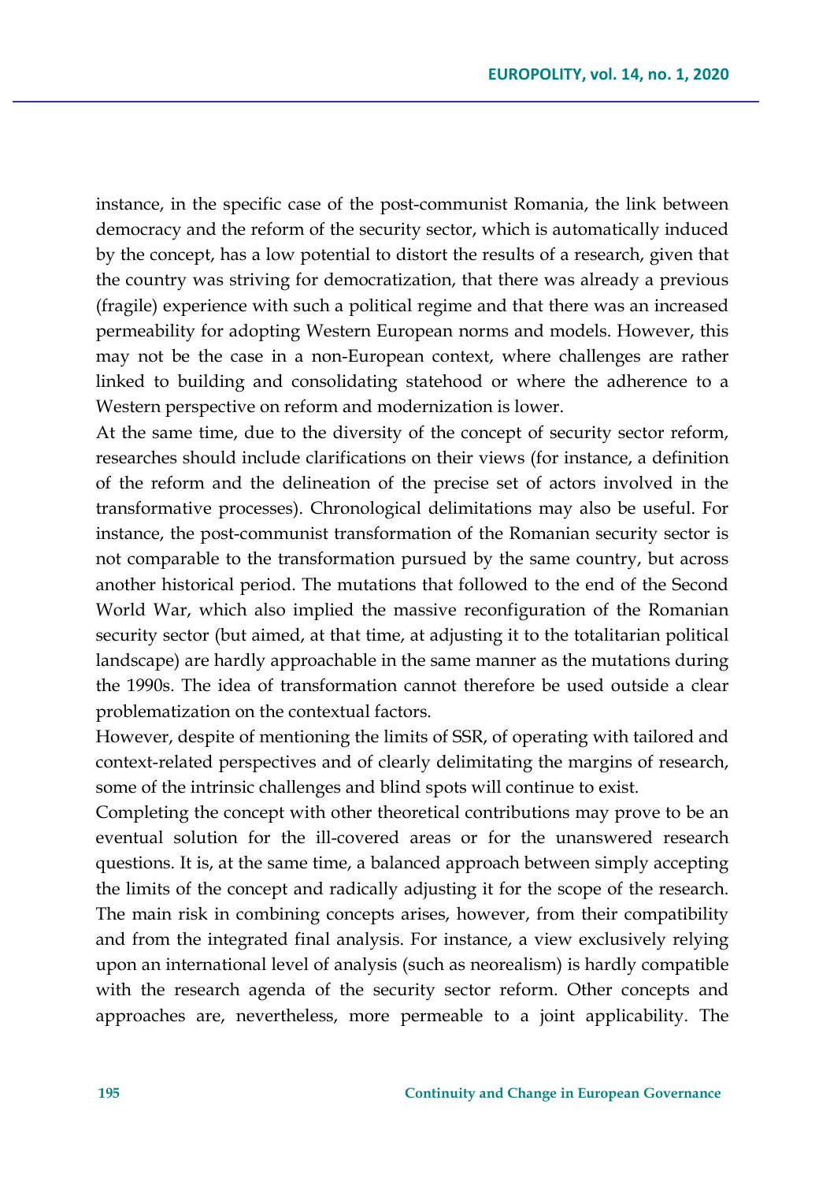instance, in the specific case of the post-communist Romania, the link between democracy and the reform of the security sector, which is automatically induced by the concept, has a low potential to distort the results of a research, given that the country was striving for democratization, that there was already a previous (fragile) experience with such a political regime and that there was an increased permeability for adopting Western European norms and models. However, this may not be the case in a non-European context, where challenges are rather linked to building and consolidating statehood or where the adherence to a Western perspective on reform and modernization is lower.

At the same time, due to the diversity of the concept of security sector reform, researches should include clarifications on their views (for instance, a definition of the reform and the delineation of the precise set of actors involved in the transformative processes). Chronological delimitations may also be useful. For instance, the post-communist transformation of the Romanian security sector is not comparable to the transformation pursued by the same country, but across another historical period. The mutations that followed to the end of the Second World War, which also implied the massive reconfiguration of the Romanian security sector (but aimed, at that time, at adjusting it to the totalitarian political landscape) are hardly approachable in the same manner as the mutations during the 1990s. The idea of transformation cannot therefore be used outside a clear problematization on the contextual factors.

However, despite of mentioning the limits of SSR, of operating with tailored and context-related perspectives and of clearly delimitating the margins of research, some of the intrinsic challenges and blind spots will continue to exist.

Completing the concept with other theoretical contributions may prove to be an eventual solution for the ill-covered areas or for the unanswered research questions. It is, at the same time, a balanced approach between simply accepting the limits of the concept and radically adjusting it for the scope of the research. The main risk in combining concepts arises, however, from their compatibility and from the integrated final analysis. For instance, a view exclusively relying upon an international level of analysis (such as neorealism) is hardly compatible with the research agenda of the security sector reform. Other concepts and approaches are, nevertheless, more permeable to a joint applicability. The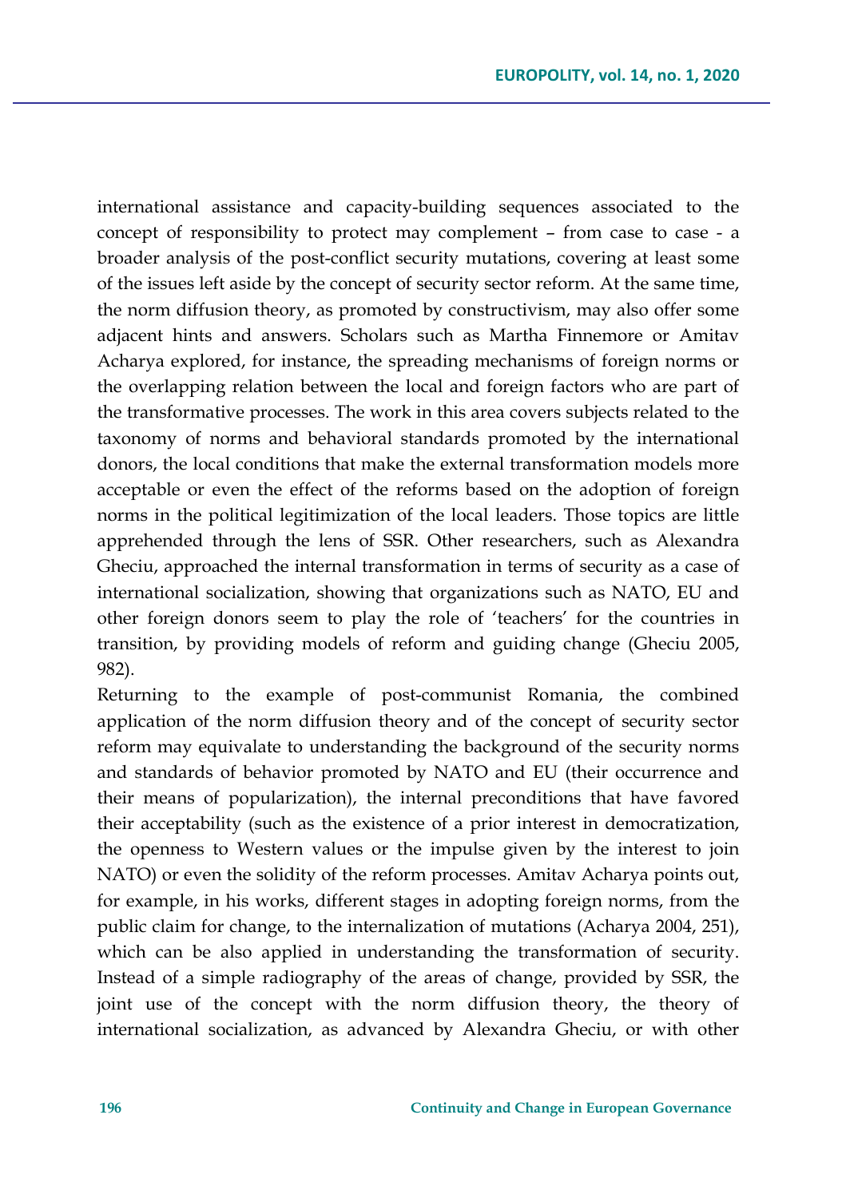international assistance and capacity-building sequences associated to the concept of responsibility to protect may complement – from case to case - a broader analysis of the post-conflict security mutations, covering at least some of the issues left aside by the concept of security sector reform. At the same time, the norm diffusion theory, as promoted by constructivism, may also offer some adjacent hints and answers. Scholars such as Martha Finnemore or Amitav Acharya explored, for instance, the spreading mechanisms of foreign norms or the overlapping relation between the local and foreign factors who are part of the transformative processes. The work in this area covers subjects related to the taxonomy of norms and behavioral standards promoted by the international donors, the local conditions that make the external transformation models more acceptable or even the effect of the reforms based on the adoption of foreign norms in the political legitimization of the local leaders. Those topics are little apprehended through the lens of SSR. Other researchers, such as Alexandra Gheciu, approached the internal transformation in terms of security as a case of international socialization, showing that organizations such as NATO, EU and other foreign donors seem to play the role of 'teachers' for the countries in transition, by providing models of reform and guiding change (Gheciu 2005, 982).

Returning to the example of post-communist Romania, the combined application of the norm diffusion theory and of the concept of security sector reform may equivalate to understanding the background of the security norms and standards of behavior promoted by NATO and EU (their occurrence and their means of popularization), the internal preconditions that have favored their acceptability (such as the existence of a prior interest in democratization, the openness to Western values or the impulse given by the interest to join NATO) or even the solidity of the reform processes. Amitav Acharya points out, for example, in his works, different stages in adopting foreign norms, from the public claim for change, to the internalization of mutations (Acharya 2004, 251), which can be also applied in understanding the transformation of security. Instead of a simple radiography of the areas of change, provided by SSR, the joint use of the concept with the norm diffusion theory, the theory of international socialization, as advanced by Alexandra Gheciu, or with other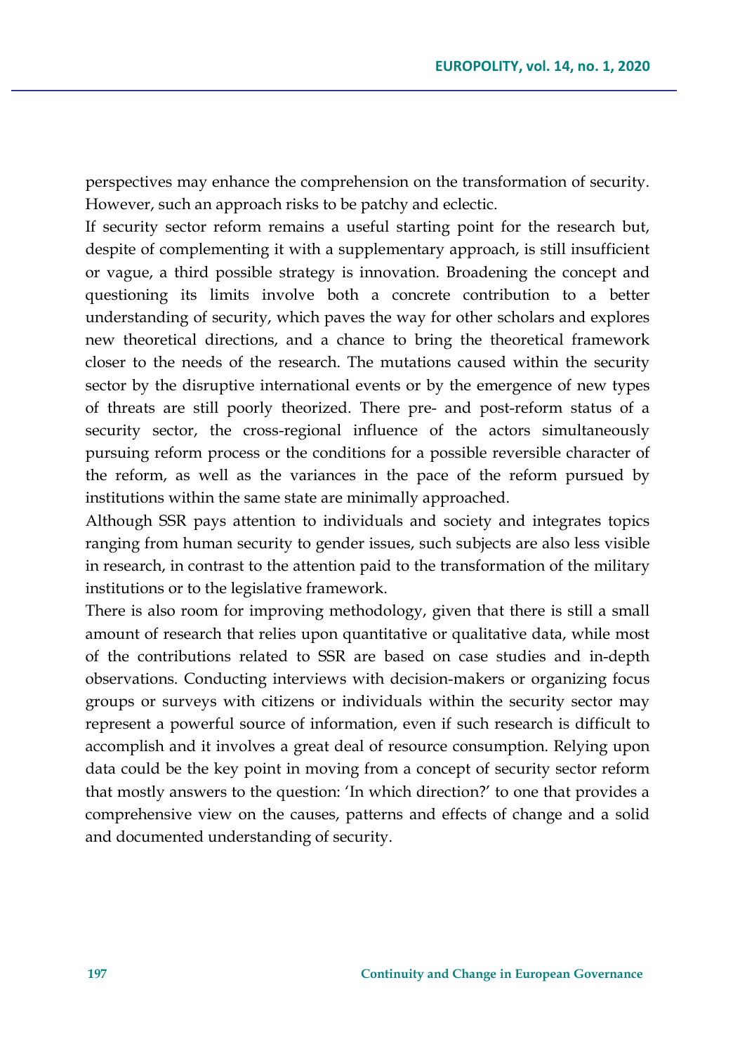perspectives may enhance the comprehension on the transformation of security. However, such an approach risks to be patchy and eclectic.

If security sector reform remains a useful starting point for the research but, despite of complementing it with a supplementary approach, is still insufficient or vague, a third possible strategy is innovation. Broadening the concept and questioning its limits involve both a concrete contribution to a better understanding of security, which paves the way for other scholars and explores new theoretical directions, and a chance to bring the theoretical framework closer to the needs of the research. The mutations caused within the security sector by the disruptive international events or by the emergence of new types of threats are still poorly theorized. There pre- and post-reform status of a security sector, the cross-regional influence of the actors simultaneously pursuing reform process or the conditions for a possible reversible character of the reform, as well as the variances in the pace of the reform pursued by institutions within the same state are minimally approached.

Although SSR pays attention to individuals and society and integrates topics ranging from human security to gender issues, such subjects are also less visible in research, in contrast to the attention paid to the transformation of the military institutions or to the legislative framework.

There is also room for improving methodology, given that there is still a small amount of research that relies upon quantitative or qualitative data, while most of the contributions related to SSR are based on case studies and in-depth observations. Conducting interviews with decision-makers or organizing focus groups or surveys with citizens or individuals within the security sector may represent a powerful source of information, even if such research is difficult to accomplish and it involves a great deal of resource consumption. Relying upon data could be the key point in moving from a concept of security sector reform that mostly answers to the question: 'In which direction?' to one that provides a comprehensive view on the causes, patterns and effects of change and a solid and documented understanding of security.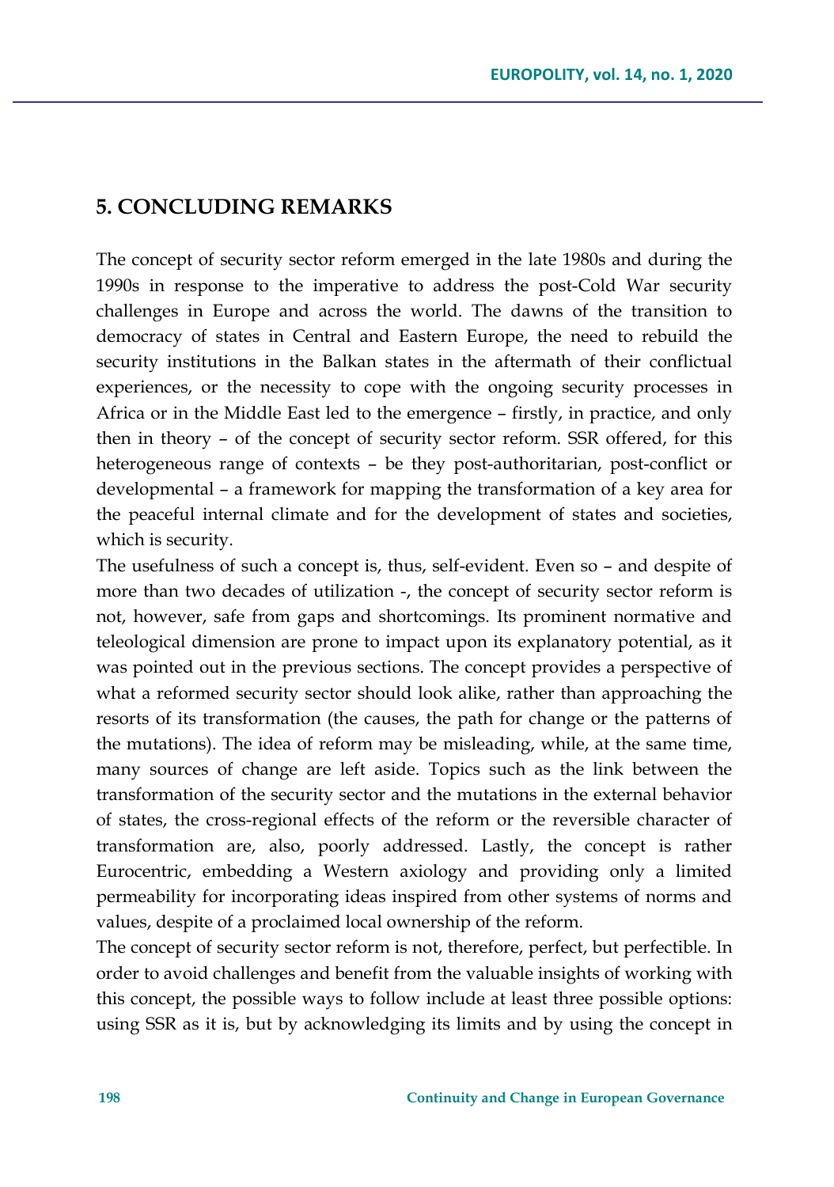## 5. CONCLUDING REMARKS

The concept of security sector reform emerged in the late 1980s and during the 1990s in response to the imperative to address the post-Cold War security challenges in Europe and across the world. The dawns of the transition to democracy of states in Central and Eastern Europe, the need to rebuild the security institutions in the Balkan states in the aftermath of their conflictual experiences, or the necessity to cope with the ongoing security processes in Africa or in the Middle East led to the emergence – firstly, in practice, and only then in theory – of the concept of security sector reform. SSR offered, for this heterogeneous range of contexts – be they post-authoritarian, post-conflict or developmental – a framework for mapping the transformation of a key area for the peaceful internal climate and for the development of states and societies, which is security.

The usefulness of such a concept is, thus, self-evident. Even so – and despite of more than two decades of utilization -, the concept of security sector reform is not, however, safe from gaps and shortcomings. Its prominent normative and teleological dimension are prone to impact upon its explanatory potential, as it was pointed out in the previous sections. The concept provides a perspective of what a reformed security sector should look alike, rather than approaching the resorts of its transformation (the causes, the path for change or the patterns of the mutations). The idea of reform may be misleading, while, at the same time, many sources of change are left aside. Topics such as the link between the transformation of the security sector and the mutations in the external behavior of states, the cross-regional effects of the reform or the reversible character of transformation are, also, poorly addressed. Lastly, the concept is rather Eurocentric, embedding a Western axiology and providing only a limited permeability for incorporating ideas inspired from other systems of norms and values, despite of a proclaimed local ownership of the reform.

The concept of security sector reform is not, therefore, perfect, but perfectible. In order to avoid challenges and benefit from the valuable insights of working with this concept, the possible ways to follow include at least three possible options: using SSR as it is, but by acknowledging its limits and by using the concept in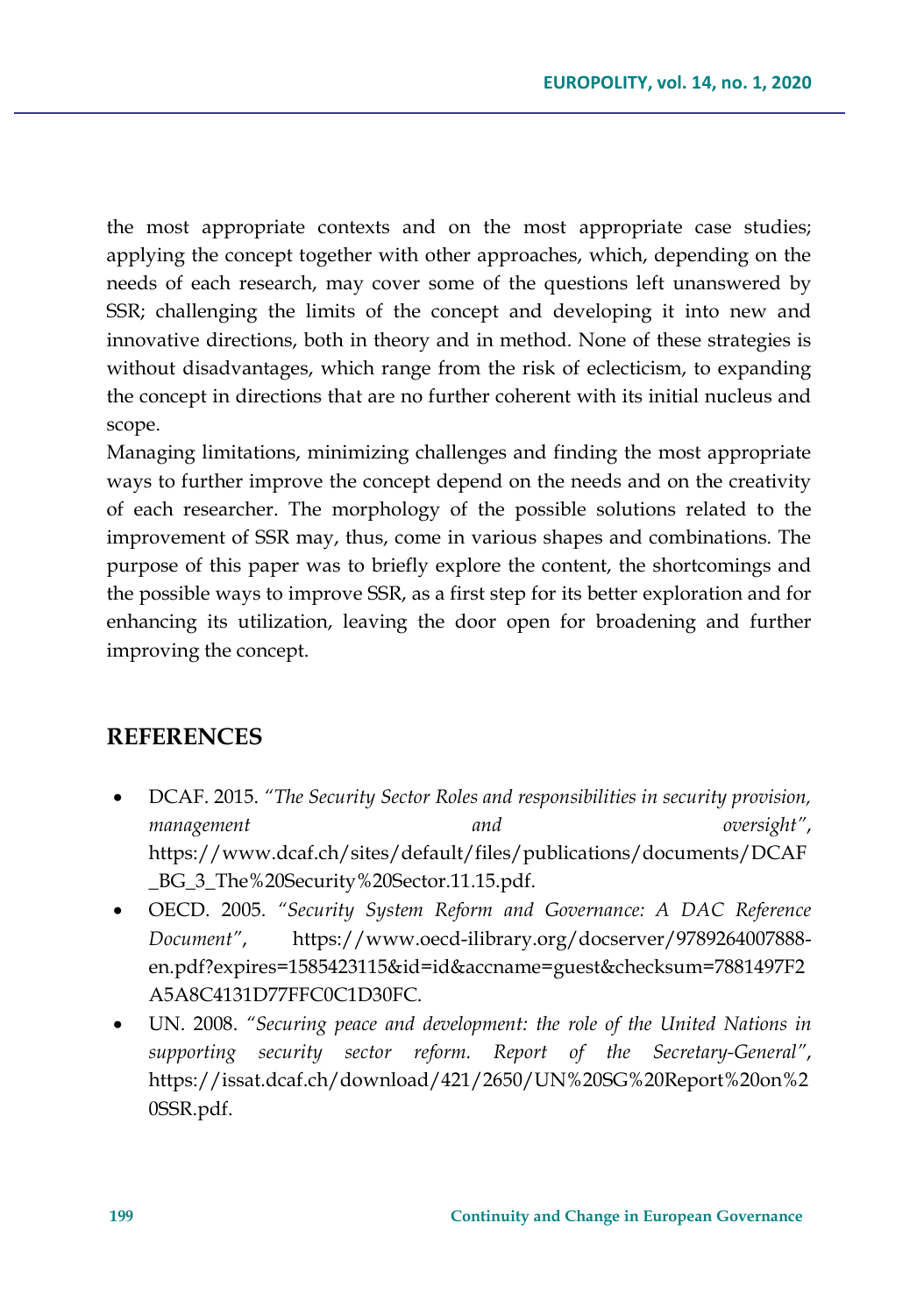the most appropriate contexts and on the most appropriate case studies; applying the concept together with other approaches, which, depending on the needs of each research, may cover some of the questions left unanswered by SSR; challenging the limits of the concept and developing it into new and innovative directions, both in theory and in method. None of these strategies is without disadvantages, which range from the risk of eclecticism, to expanding the concept in directions that are no further coherent with its initial nucleus and scope.

Managing limitations, minimizing challenges and finding the most appropriate ways to further improve the concept depend on the needs and on the creativity of each researcher. The morphology of the possible solutions related to the improvement of SSR may, thus, come in various shapes and combinations. The purpose of this paper was to briefly explore the content, the shortcomings and the possible ways to improve SSR, as a first step for its better exploration and for enhancing its utilization, leaving the door open for broadening and further improving the concept.

## REFERENCES

- DCAF. 2015. *"The Security Sector Roles and responsibilities in security provision, management and oversight"*, https://www.dcaf.ch/sites/default/files/publications/documents/DCAF_BG_3_The%20Security%20Sector.11.15.pdf.
- OECD. 2005. *"Security System Reform and Governance: A DAC Reference Document"*, https://www.oecd-ilibrary.org/docserver/9789264007888-en.pdf?expires=1585423115&id=id&accname=guest&checksum=7881497F2A5A8C4131D77FFC0C1D30FC.
- UN. 2008. *"Securing peace and development: the role of the United Nations in supporting security sector reform. Report of the Secretary-General"*, https://issat.dcaf.ch/download/421/2650/UN%20SG%20Report%20on%20SSR.pdf.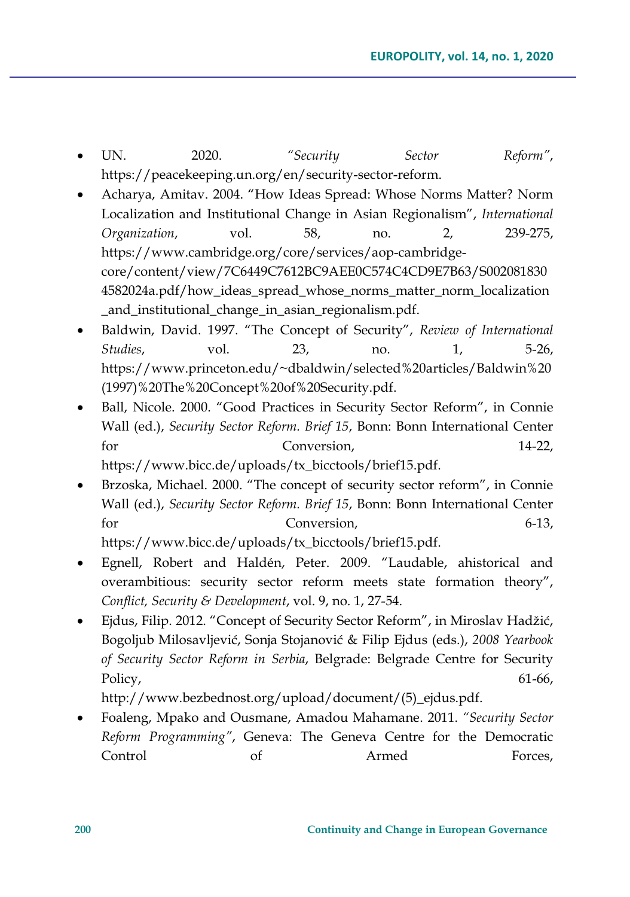- UN. 2020. *"Security Sector Reform"*, https://peacekeeping.un.org/en/security-sector-reform.
- Acharya, Amitav. 2004. "How Ideas Spread: Whose Norms Matter? Norm Localization and Institutional Change in Asian Regionalism", *International Organization*, vol. 58, no. 2, 239-275, https://www.cambridge.org/core/services/aop-cambridge-core/content/view/7C6449C7612BC9AEE0C574C4CD9E7B63/S0020818304582024a.pdf/how_ideas_spread_whose_norms_matter_norm_localization_and_institutional_change_in_asian_regionalism.pdf.
- Baldwin, David. 1997. "The Concept of Security", *Review of International Studies*, vol. 23, no. 1, 5-26, https://www.princeton.edu/~dbaldwin/selected%20articles/Baldwin%20(1997)%20The%20Concept%20of%20Security.pdf.
- Ball, Nicole. 2000. "Good Practices in Security Sector Reform", in Connie Wall (ed.), *Security Sector Reform. Brief 15*, Bonn: Bonn International Center for Conversion, 14-22, https://www.bicc.de/uploads/tx_bicctools/brief15.pdf.
- Brzoska, Michael. 2000. "The concept of security sector reform", in Connie Wall (ed.), *Security Sector Reform. Brief 15*, Bonn: Bonn International Center for Conversion, 6-13, https://www.bicc.de/uploads/tx_bicctools/brief15.pdf.
- Egnell, Robert and Haldén, Peter. 2009. "Laudable, ahistorical and overambitious: security sector reform meets state formation theory", *Conflict, Security & Development*, vol. 9, no. 1, 27-54.
- Ejdus, Filip. 2012. "Concept of Security Sector Reform", in Miroslav Hadžić, Bogoljub Milosavljević, Sonja Stojanović & Filip Ejdus (eds.), *2008 Yearbook of Security Sector Reform in Serbia*, Belgrade: Belgrade Centre for Security Policy, 61-66, http://www.bezbednost.org/upload/document/(5)_ejdus.pdf.
- Foaleng, Mpako and Ousmane, Amadou Mahamane. 2011. *"Security Sector Reform Programming"*, Geneva: The Geneva Centre for the Democratic Control of Armed Forces,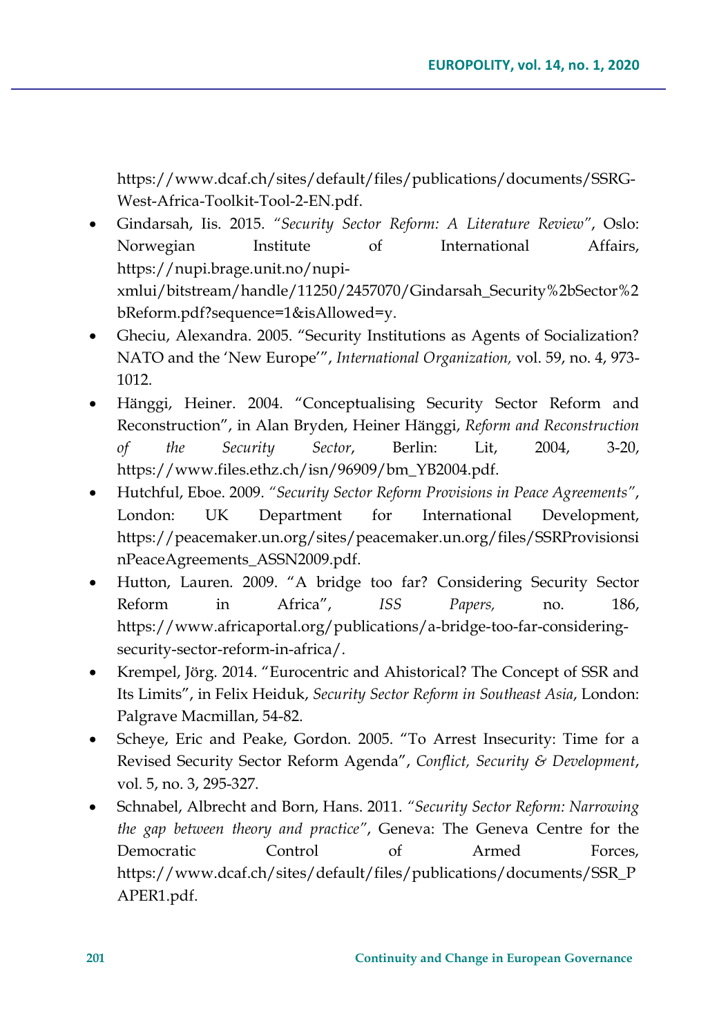https://www.dcaf.ch/sites/default/files/publications/documents/SSRG-West-Africa-Toolkit-Tool-2-EN.pdf.

- Gindarsah, Iis. 2015. "*Security Sector Reform: A Literature Review*", Oslo: Norwegian Institute of International Affairs, https://nupi.brage.unit.no/nupi-xmlui/bitstream/handle/11250/2457070/Gindarsah_Security%2bSector%2bReform.pdf?sequence=1&isAllowed=y.
- Gheciu, Alexandra. 2005. "Security Institutions as Agents of Socialization? NATO and the 'New Europe'", *International Organization,* vol. 59, no. 4, 973-1012.
- Hänggi, Heiner. 2004. "Conceptualising Security Sector Reform and Reconstruction", in Alan Bryden, Heiner Hänggi, *Reform and Reconstruction of the Security Sector*, Berlin: Lit, 2004, 3-20, https://www.files.ethz.ch/isn/96909/bm_YB2004.pdf.
- Hutchful, Eboe. 2009. "*Security Sector Reform Provisions in Peace Agreements*", London: UK Department for International Development, https://peacemaker.un.org/sites/peacemaker.un.org/files/SSRProvisionsinPeaceAgreements_ASSN2009.pdf.
- Hutton, Lauren. 2009. "A bridge too far? Considering Security Sector Reform in Africa", *ISS Papers,* no. 186, https://www.africaportal.org/publications/a-bridge-too-far-considering-security-sector-reform-in-africa/.
- Krempel, Jörg. 2014. "Eurocentric and Ahistorical? The Concept of SSR and Its Limits", in Felix Heiduk, *Security Sector Reform in Southeast Asia*, London: Palgrave Macmillan, 54-82.
- Scheye, Eric and Peake, Gordon. 2005. "To Arrest Insecurity: Time for a Revised Security Sector Reform Agenda", *Conflict, Security & Development*, vol. 5, no. 3, 295-327.
- Schnabel, Albrecht and Born, Hans. 2011. "*Security Sector Reform: Narrowing the gap between theory and practice*", Geneva: The Geneva Centre for the Democratic Control of Armed Forces, https://www.dcaf.ch/sites/default/files/publications/documents/SSR_PAPER1.pdf.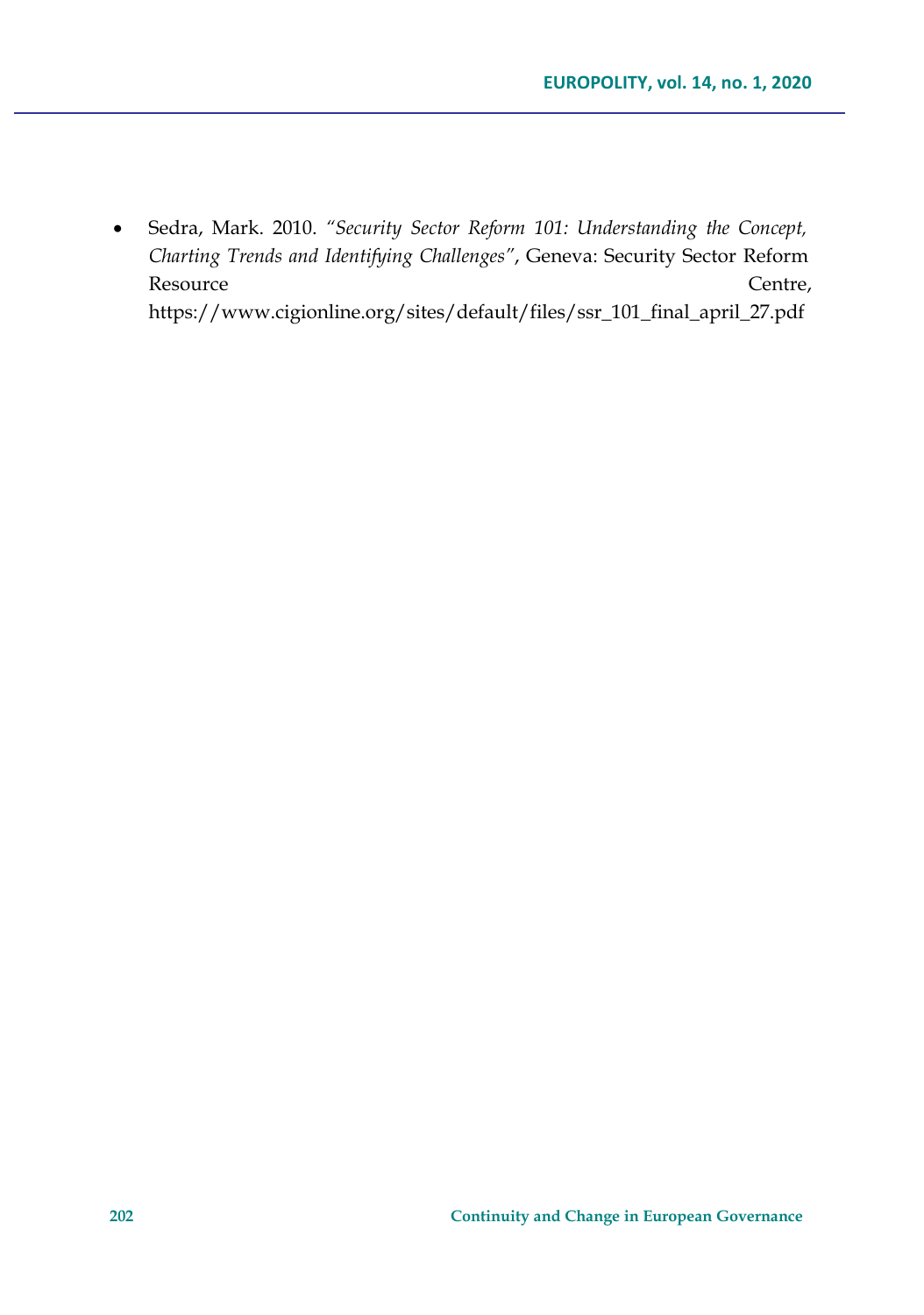- Sedra, Mark. 2010. *"Security Sector Reform 101: Understanding the Concept, Charting Trends and Identifying Challenges"*, Geneva: Security Sector Reform Resource Centre, https://www.cigionline.org/sites/default/files/ssr_101_final_april_27.pdf